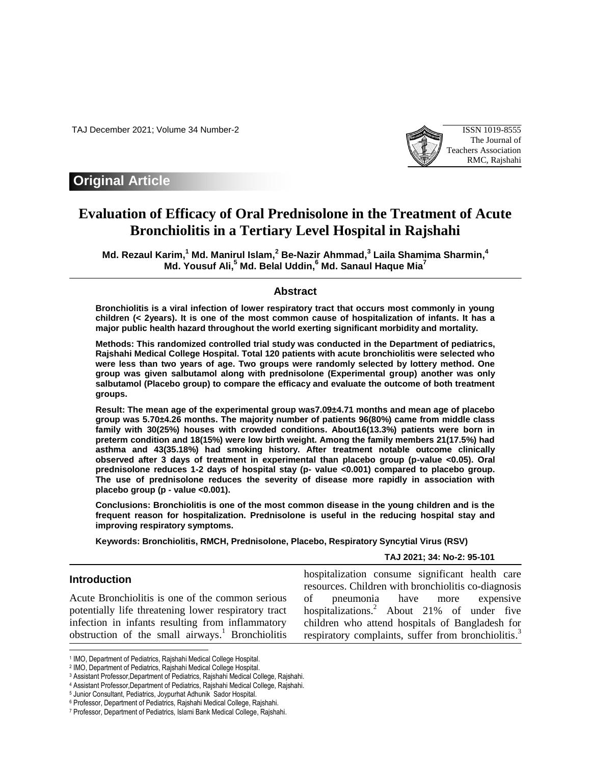## Original Article

# Evaluation of Efficacy of Oral Prednisolone in the Treatment of Acute Bronchiolitis in a Tertiary Level Hospital in Rajshahi

**Md. Rezaul Karim,[1] Md. Manirul Islam,[2] Be-Nazir Ahmmad,[3] Laila Shamima Sharmin,[4] Md. Yousuf Ali,[5] Md. Belal Uddin,[6] Md. Sanaul Haque Mia[7]**

## Abstract

**Bronchiolitis is a viral infection of lower respiratory tract that occurs most commonly in young children (< 2years). It is one of the most common cause of hospitalization of infants. It has a major public health hazard throughout the world exerting significant morbidity and mortality.**

**Methods: This randomized controlled trial study was conducted in the Department of pediatrics, Rajshahi Medical College Hospital. Total 120 patients with acute bronchiolitis were selected who were less than two years of age. Two groups were randomly selected by lottery method. One group was given salbutamol along with prednisolone (Experimental group) another was only salbutamol (Placebo group) to compare the efficacy and evaluate the outcome of both treatment groups.**

**Result: The mean age of the experimental group was7.09±4.71 months and mean age of placebo group was 5.70±4.26 months. The majority number of patients 96(80%) came from middle class family with 30(25%) houses with crowded conditions. About16(13.3%) patients were born in preterm condition and 18(15%) were low birth weight. Among the family members 21(17.5%) had asthma and 43(35.18%) had smoking history. After treatment notable outcome clinically observed after 3 days of treatment in experimental than placebo group (p-value <0.05). Oral prednisolone reduces 1-2 days of hospital stay (p- value <0.001) compared to placebo group. The use of prednisolone reduces the severity of disease more rapidly in association with placebo group (p - value <0.001).**

**Conclusions: Bronchiolitis is one of the most common disease in the young children and is the frequent reason for hospitalization. Prednisolone is useful in the reducing hospital stay and improving respiratory symptoms.**

**Keywords: Bronchiolitis, RMCH, Prednisolone, Placebo, Respiratory Syncytial Virus (RSV)**

## Introduction

Acute Bronchiolitis is one of the common serious potentially life threatening lower respiratory tract infection in infants resulting from inflammatory obstruction of the small airways.[1] Bronchiolitis hospitalization consume significant health care resources. Children with bronchiolitis co-diagnosis of pneumonia have more expensive hospitalizations.[2] About 21% of under five children who attend hospitals of Bangladesh for respiratory complaints, suffer from bronchiolitis.[3]

---

[1] IMO, Department of Pediatrics, Rajshahi Medical College Hospital.
[2] IMO, Department of Pediatrics, Rajshahi Medical College Hospital.
[3] Assistant Professor,Department of Pediatrics, Rajshahi Medical College, Rajshahi.
[4] Assistant Professor,Department of Pediatrics, Rajshahi Medical College, Rajshahi.
[5] Junior Consultant, Pediatrics, Joypurhat Adhunik Sador Hospital.
[6] Professor, Department of Pediatrics, Rajshahi Medical College, Rajshahi.
[7] Professor, Department of Pediatrics, Islami Bank Medical College, Rajshahi.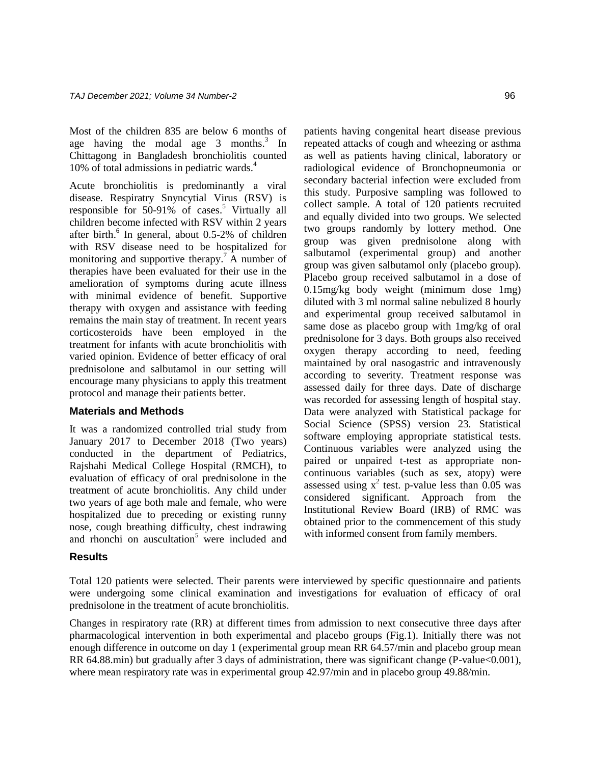Most of the children 835 are below 6 months of age having the modal age 3 months.[3] In Chittagong in Bangladesh bronchiolitis counted 10% of total admissions in pediatric wards.[4]

Acute bronchiolitis is predominantly a viral disease. Respiratry Snyncytial Virus (RSV) is responsible for 50-91% of cases.[5] Virtually all children become infected with RSV within 2 years after birth.[6] In general, about 0.5-2% of children with RSV disease need to be hospitalized for monitoring and supportive therapy.[7] A number of therapies have been evaluated for their use in the amelioration of symptoms during acute illness with minimal evidence of benefit. Supportive therapy with oxygen and assistance with feeding remains the main stay of treatment. In recent years corticosteroids have been employed in the treatment for infants with acute bronchiolitis with varied opinion. Evidence of better efficacy of oral prednisolone and salbutamol in our setting will encourage many physicians to apply this treatment protocol and manage their patients better.

## Materials and Methods

It was a randomized controlled trial study from January 2017 to December 2018 (Two years) conducted in the department of Pediatrics, Rajshahi Medical College Hospital (RMCH), to evaluation of efficacy of oral prednisolone in the treatment of acute bronchiolitis. Any child under two years of age both male and female, who were hospitalized due to preceding or existing runny nose, cough breathing difficulty, chest indrawing and rhonchi on auscultation[5] were included and patients having congenital heart disease previous repeated attacks of cough and wheezing or asthma as well as patients having clinical, laboratory or radiological evidence of Bronchopneumonia or secondary bacterial infection were excluded from this study. Purposive sampling was followed to collect sample. A total of 120 patients recruited and equally divided into two groups. We selected two groups randomly by lottery method. One group was given prednisolone along with salbutamol (experimental group) and another group was given salbutamol only (placebo group). Placebo group received salbutamol in a dose of 0.15mg/kg body weight (minimum dose 1mg) diluted with 3 ml normal saline nebulized 8 hourly and experimental group received salbutamol in same dose as placebo group with 1mg/kg of oral prednisolone for 3 days. Both groups also received oxygen therapy according to need, feeding maintained by oral nasogastric and intravenously according to severity. Treatment response was assessed daily for three days. Date of discharge was recorded for assessing length of hospital stay. Data were analyzed with Statistical package for Social Science (SPSS) version 23. Statistical software employing appropriate statistical tests. Continuous variables were analyzed using the paired or unpaired t-test as appropriate non-continuous variables (such as sex, atopy) were assessed using $x^2$ test. p-value less than 0.05 was considered significant. Approach from the Institutional Review Board (IRB) of RMC was obtained prior to the commencement of this study with informed consent from family members.

## Results

Total 120 patients were selected. Their parents were interviewed by specific questionnaire and patients were undergoing some clinical examination and investigations for evaluation of efficacy of oral prednisolone in the treatment of acute bronchiolitis.

Changes in respiratory rate (RR) at different times from admission to next consecutive three days after pharmacological intervention in both experimental and placebo groups (Fig.1). Initially there was not enough difference in outcome on day 1 (experimental group mean RR 64.57/min and placebo group mean RR 64.88.min) but gradually after 3 days of administration, there was significant change (P-value<0.001), where mean respiratory rate was in experimental group 42.97/min and in placebo group 49.88/min.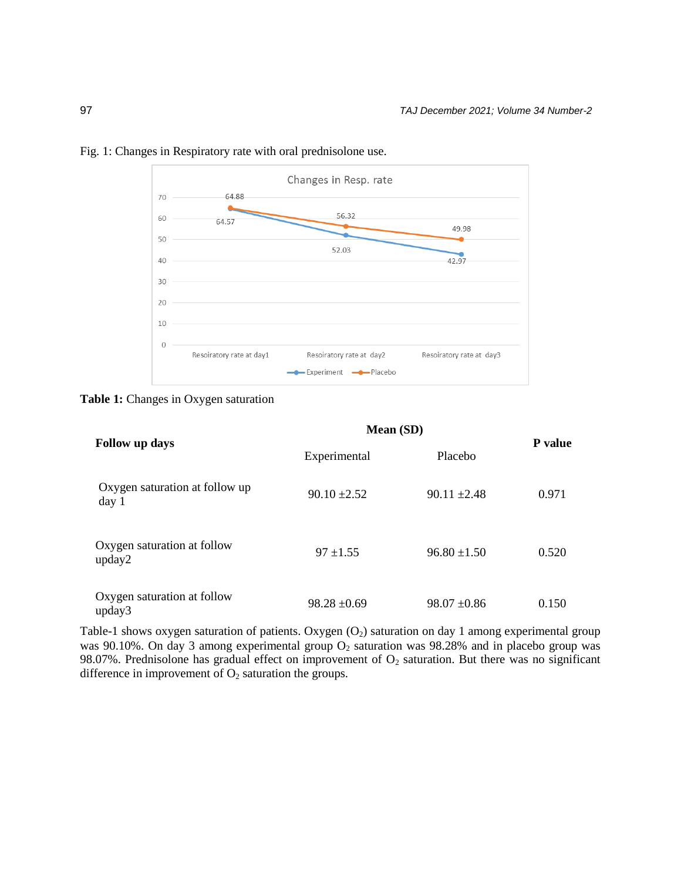Fig. 1: Changes in Respiratory rate with oral prednisolone use.

**Table 1:** Changes in Oxygen saturation

| Follow up days | Mean (SD) | | P value |
|---|---|---|---|
| | Experimental | Placebo | |
| Oxygen saturation at follow up day 1 | 90.10 ±2.52 | 90.11 ±2.48 | 0.971 |
| Oxygen saturation at follow upday2 | 97 ±1.55 | 96.80 ±1.50 | 0.520 |
| Oxygen saturation at follow upday3 | 98.28 ±0.69 | 98.07 ±0.86 | 0.150 |

Table-1 shows oxygen saturation of patients. Oxygen ($O_2$) saturation on day 1 among experimental group was 90.10%. On day 3 among experimental group $O_2$ saturation was 98.28% and in placebo group was 98.07%. Prednisolone has gradual effect on improvement of $O_2$ saturation. But there was no significant difference in improvement of $O_2$ saturation the groups.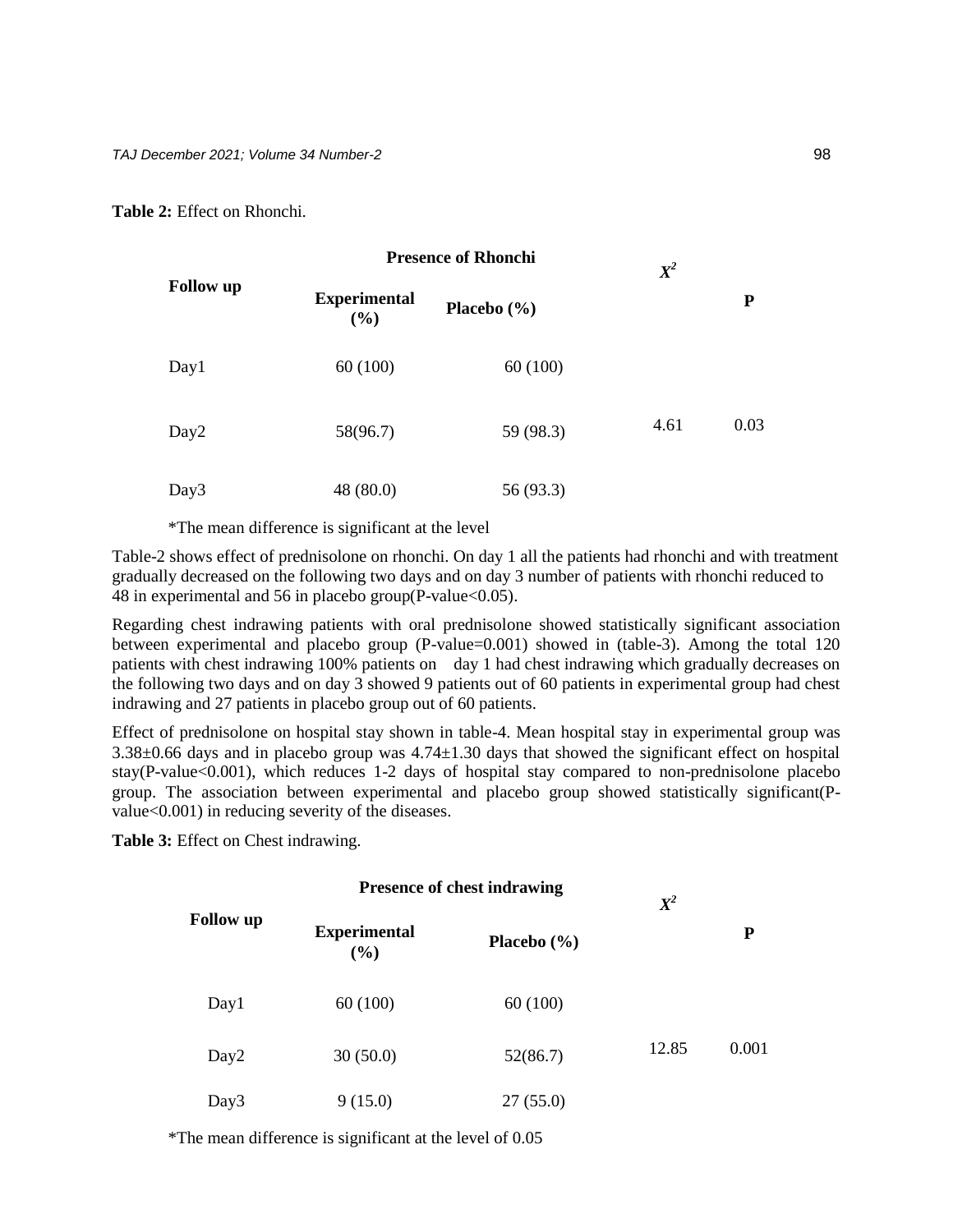**Table 2:** Effect on Rhonchi.

| Follow up | Presence of Rhonchi | | $X^2$ | P |
|---|---|---|---|---|
| | Experimental (%) | Placebo (%) | | |
| Day1 | 60 (100) | 60 (100) | | |
| Day2 | 58(96.7) | 59 (98.3) | 4.61 | 0.03 |
| Day3 | 48 (80.0) | 56 (93.3) | | |

*The mean difference is significant at the level

Table-2 shows effect of prednisolone on rhonchi. On day 1 all the patients had rhonchi and with treatment gradually decreased on the following two days and on day 3 number of patients with rhonchi reduced to 48 in experimental and 56 in placebo group(P-value<0.05).

Regarding chest indrawing patients with oral prednisolone showed statistically significant association between experimental and placebo group (P-value=0.001) showed in (table-3). Among the total 120 patients with chest indrawing 100% patients on day 1 had chest indrawing which gradually decreases on the following two days and on day 3 showed 9 patients out of 60 patients in experimental group had chest indrawing and 27 patients in placebo group out of 60 patients.

Effect of prednisolone on hospital stay shown in table-4. Mean hospital stay in experimental group was 3.38±0.66 days and in placebo group was 4.74±1.30 days that showed the significant effect on hospital stay(P-value<0.001), which reduces 1-2 days of hospital stay compared to non-prednisolone placebo group. The association between experimental and placebo group showed statistically significant(P-value<0.001) in reducing severity of the diseases.

**Table 3:** Effect on Chest indrawing.

| Follow up | Presence of chest indrawing | | $X^2$ | P |
|---|---|---|---|---|
| | Experimental (%) | Placebo (%) | | |
| Day1 | 60 (100) | 60 (100) | | |
| Day2 | 30 (50.0) | 52(86.7) | 12.85 | 0.001 |
| Day3 | 9 (15.0) | 27 (55.0) | | |

*The mean difference is significant at the level of 0.05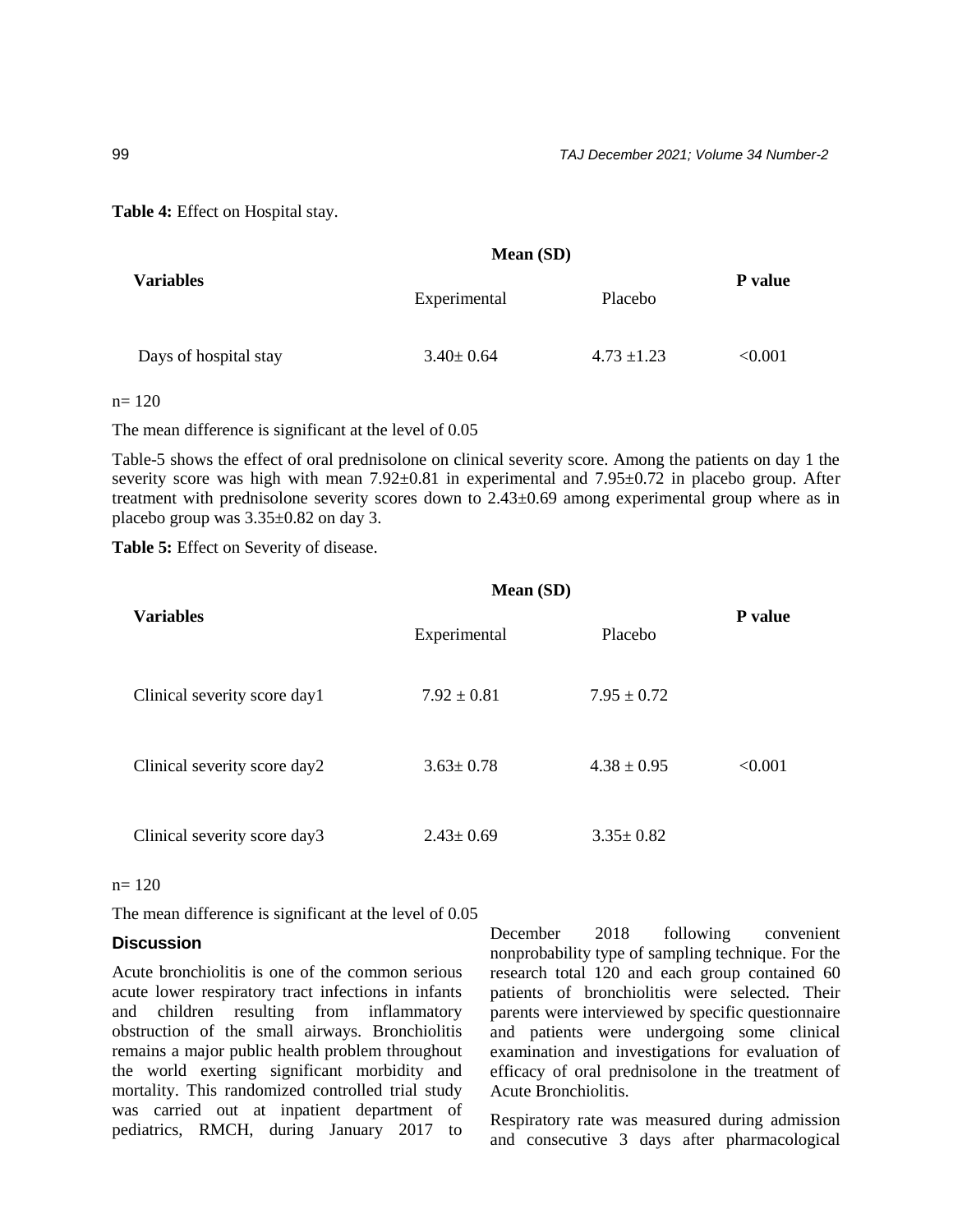**Table 4:** Effect on Hospital stay.

| Variables | Mean (SD) | | P value |
|---|---|---|---|
| | Experimental | Placebo | |
| Days of hospital stay | 3.40± 0.64 | 4.73 ±1.23 | <0.001 |

n= 120

The mean difference is significant at the level of 0.05

Table-5 shows the effect of oral prednisolone on clinical severity score. Among the patients on day 1 the severity score was high with mean 7.92±0.81 in experimental and 7.95±0.72 in placebo group. After treatment with prednisolone severity scores down to 2.43±0.69 among experimental group where as in placebo group was 3.35±0.82 on day 3.

**Table 5:** Effect on Severity of disease.

| Variables | Mean (SD) | | P value |
|---|---|---|---|
| | Experimental | Placebo | |
| Clinical severity score day1 | 7.92 ± 0.81 | 7.95 ± 0.72 | |
| Clinical severity score day2 | 3.63± 0.78 | 4.38 ± 0.95 | <0.001 |
| Clinical severity score day3 | 2.43± 0.69 | 3.35± 0.82 | |

n= 120

The mean difference is significant at the level of 0.05

## Discussion

Acute bronchiolitis is one of the common serious acute lower respiratory tract infections in infants and children resulting from inflammatory obstruction of the small airways. Bronchiolitis remains a major public health problem throughout the world exerting significant morbidity and mortality. This randomized controlled trial study was carried out at inpatient department of pediatrics, RMCH, during January 2017 to December 2018 following convenient nonprobability type of sampling technique. For the research total 120 and each group contained 60 patients of bronchiolitis were selected. Their parents were interviewed by specific questionnaire and patients were undergoing some clinical examination and investigations for evaluation of efficacy of oral prednisolone in the treatment of Acute Bronchiolitis.

Respiratory rate was measured during admission and consecutive 3 days after pharmacological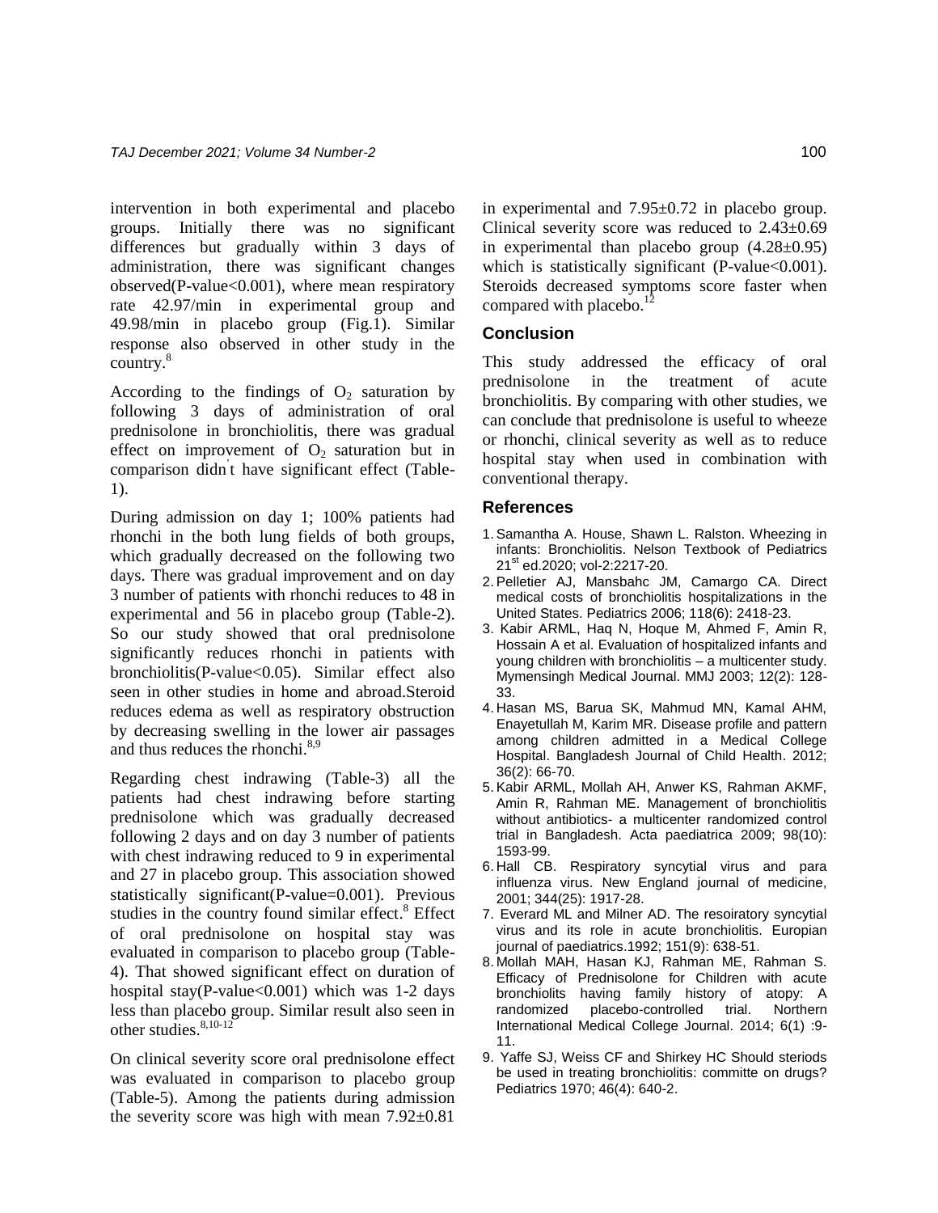intervention in both experimental and placebo groups. Initially there was no significant differences but gradually within 3 days of administration, there was significant changes observed(P-value<0.001), where mean respiratory rate 42.97/min in experimental group and 49.98/min in placebo group (Fig.1). Similar response also observed in other study in the country.[8]

According to the findings of $O_2$ saturation by following 3 days of administration of oral prednisolone in bronchiolitis, there was gradual effect on improvement of $O_2$ saturation but in comparison didn't have significant effect (Table-1).

During admission on day 1; 100% patients had rhonchi in the both lung fields of both groups, which gradually decreased on the following two days. There was gradual improvement and on day 3 number of patients with rhonchi reduces to 48 in experimental and 56 in placebo group (Table-2). So our study showed that oral prednisolone significantly reduces rhonchi in patients with bronchiolitis(P-value<0.05). Similar effect also seen in other studies in home and abroad.Steroid reduces edema as well as respiratory obstruction by decreasing swelling in the lower air passages and thus reduces the rhonchi.[8,9]

Regarding chest indrawing (Table-3) all the patients had chest indrawing before starting prednisolone which was gradually decreased following 2 days and on day 3 number of patients with chest indrawing reduced to 9 in experimental and 27 in placebo group. This association showed statistically significant(P-value=0.001). Previous studies in the country found similar effect.[8] Effect of oral prednisolone on hospital stay was evaluated in comparison to placebo group (Table-4). That showed significant effect on duration of hospital stay(P-value<0.001) which was 1-2 days less than placebo group. Similar result also seen in other studies.[8,10-12]

On clinical severity score oral prednisolone effect was evaluated in comparison to placebo group (Table-5). Among the patients during admission the severity score was high with mean 7.92±0.81 in experimental and 7.95±0.72 in placebo group. Clinical severity score was reduced to 2.43±0.69 in experimental than placebo group (4.28±0.95) which is statistically significant (P-value<0.001). Steroids decreased symptoms score faster when compared with placebo.[12]

## Conclusion

This study addressed the efficacy of oral prednisolone in the treatment of acute bronchiolitis. By comparing with other studies, we can conclude that prednisolone is useful to wheeze or rhonchi, clinical severity as well as to reduce hospital stay when used in combination with conventional therapy.

## References

1. Samantha A. House, Shawn L. Ralston. Wheezing in infants: Bronchiolitis. Nelson Textbook of Pediatrics 21st ed.2020; vol-2:2217-20.
2. Pelletier AJ, Mansbahc JM, Camargo CA. Direct medical costs of bronchiolitis hospitalizations in the United States. Pediatrics 2006; 118(6): 2418-23.
3. Kabir ARML, Haq N, Hoque M, Ahmed F, Amin R, Hossain A et al. Evaluation of hospitalized infants and young children with bronchiolitis – a multicenter study. Mymensingh Medical Journal. MMJ 2003; 12(2): 128-33.
4. Hasan MS, Barua SK, Mahmud MN, Kamal AHM, Enayetullah M, Karim MR. Disease profile and pattern among children admitted in a Medical College Hospital. Bangladesh Journal of Child Health. 2012; 36(2): 66-70.
5. Kabir ARML, Mollah AH, Anwer KS, Rahman AKMF, Amin R, Rahman ME. Management of bronchiolitis without antibiotics- a multicenter randomized control trial in Bangladesh. Acta paediatrica 2009; 98(10): 1593-99.
6. Hall CB. Respiratory syncytial virus and para influenza virus. New England journal of medicine, 2001; 344(25): 1917-28.
7. Everard ML and Milner AD. The resoiratory syncytial virus and its role in acute bronchiolitis. Europian journal of paediatrics.1992; 151(9): 638-51.
8. Mollah MAH, Hasan KJ, Rahman ME, Rahman S. Efficacy of Prednisolone for Children with acute bronchiolits having family history of atopy: A randomized placebo-controlled trial. Northern International Medical College Journal. 2014; 6(1) :9-11.
9. Yaffe SJ, Weiss CF and Shirkey HC Should steriods be used in treating bronchiolitis: committe on drugs? Pediatrics 1970; 46(4): 640-2.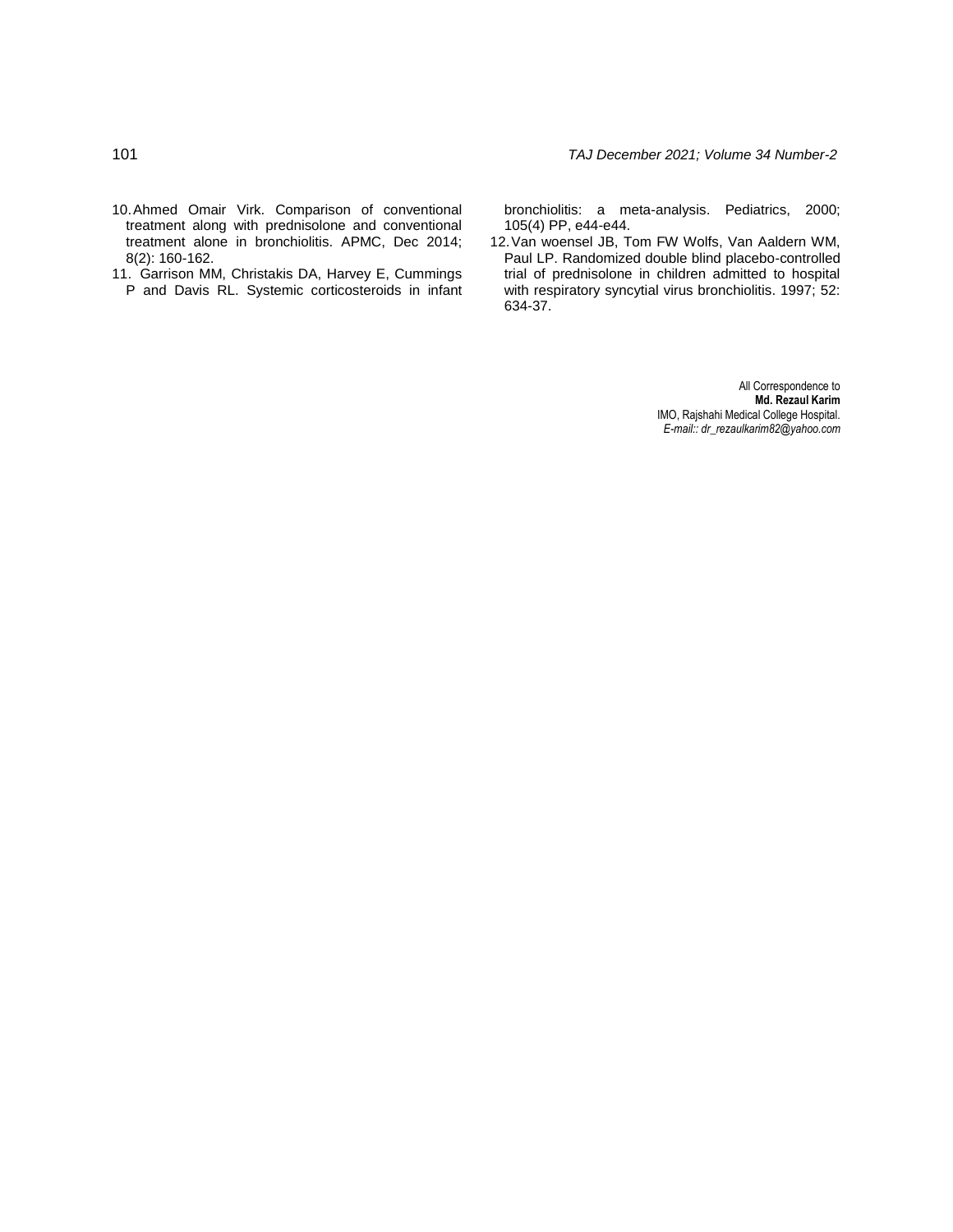10. Ahmed Omair Virk. Comparison of conventional treatment along with prednisolone and conventional treatment alone in bronchiolitis. APMC, Dec 2014; 8(2): 160-162.
11. Garrison MM, Christakis DA, Harvey E, Cummings P and Davis RL. Systemic corticosteroids in infant bronchiolitis: a meta-analysis. Pediatrics, 2000; 105(4) PP, e44-e44.
12. Van woensel JB, Tom FW Wolfs, Van Aaldern WM, Paul LP. Randomized double blind placebo-controlled trial of prednisolone in children admitted to hospital with respiratory syncytial virus bronchiolitis. 1997; 52: 634-37.

All Correspondence to
**Md. Rezaul Karim**
IMO, Rajshahi Medical College Hospital.
*E-mail:: dr_rezaulkarim82@yahoo.com*